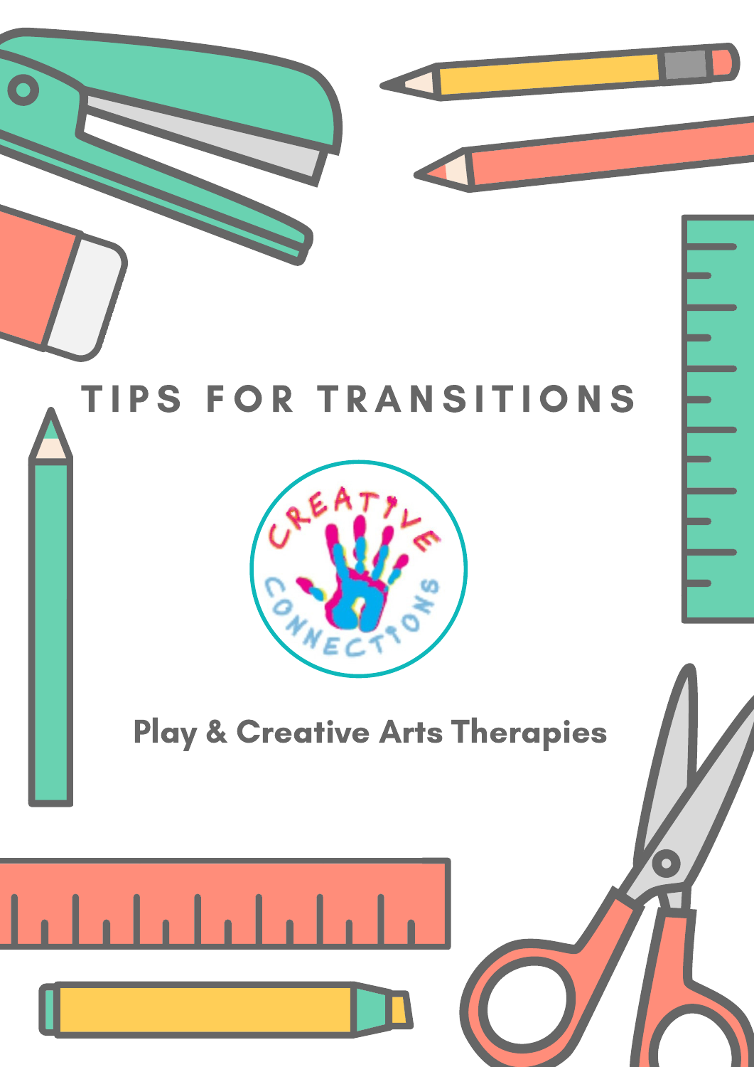# TIPS FOR TRANSITIONS

CREATIVE CONNECTIONS

Play & Creative Arts Therapies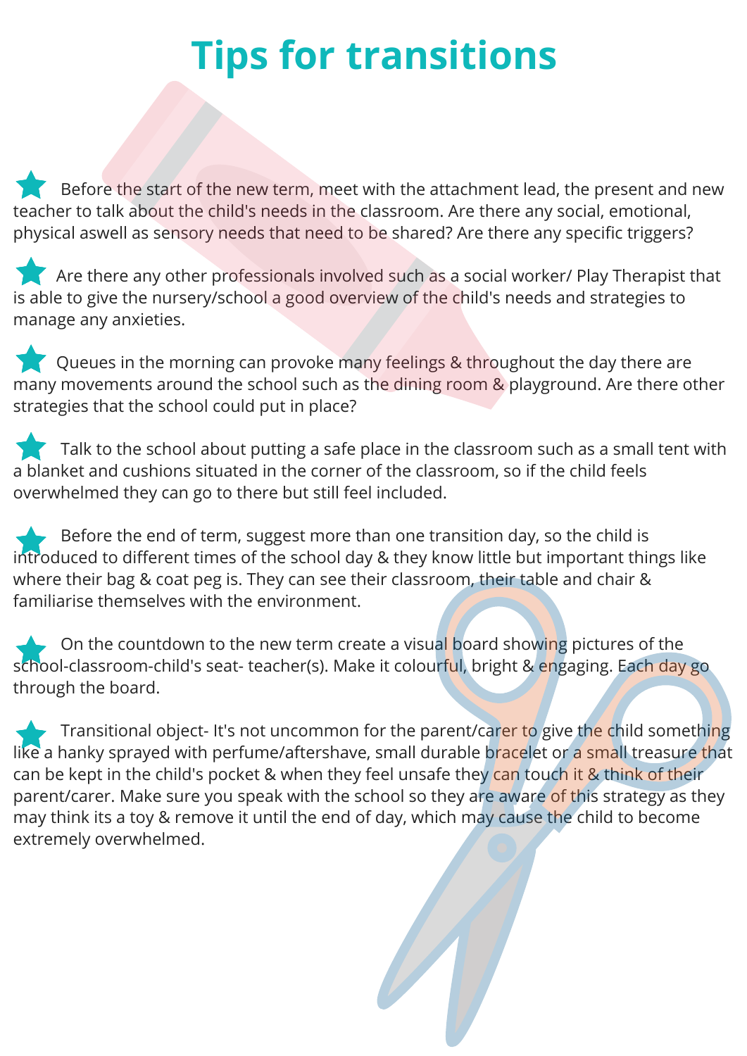# Tips for transitions

- Before the start of the new term, meet with the attachment lead, the present and new teacher to talk about the child's needs in the classroom. Are there any social, emotional, physical aswell as sensory needs that need to be shared? Are there any specific triggers?

- Are there any other professionals involved such as a social worker/ Play Therapist that is able to give the nursery/school a good overview of the child's needs and strategies to manage any anxieties.

- Queues in the morning can provoke many feelings & throughout the day there are many movements around the school such as the dining room & playground. Are there other strategies that the school could put in place?

- Talk to the school about putting a safe place in the classroom such as a small tent with a blanket and cushions situated in the corner of the classroom, so if the child feels overwhelmed they can go to there but still feel included.

- Before the end of term, suggest more than one transition day, so the child is introduced to different times of the school day & they know little but important things like where their bag & coat peg is. They can see their classroom, their table and chair & familiarise themselves with the environment.

- On the countdown to the new term create a visual board showing pictures of the school-classroom-child's seat- teacher(s). Make it colourful, bright & engaging. Each day go through the board.

- Transitional object- It's not uncommon for the parent/carer to give the child something like a hanky sprayed with perfume/aftershave, small durable bracelet or a small treasure that can be kept in the child's pocket & when they feel unsafe they can touch it & think of their parent/carer. Make sure you speak with the school so they are aware of this strategy as they may think its a toy & remove it until the end of day, which may cause the child to become extremely overwhelmed.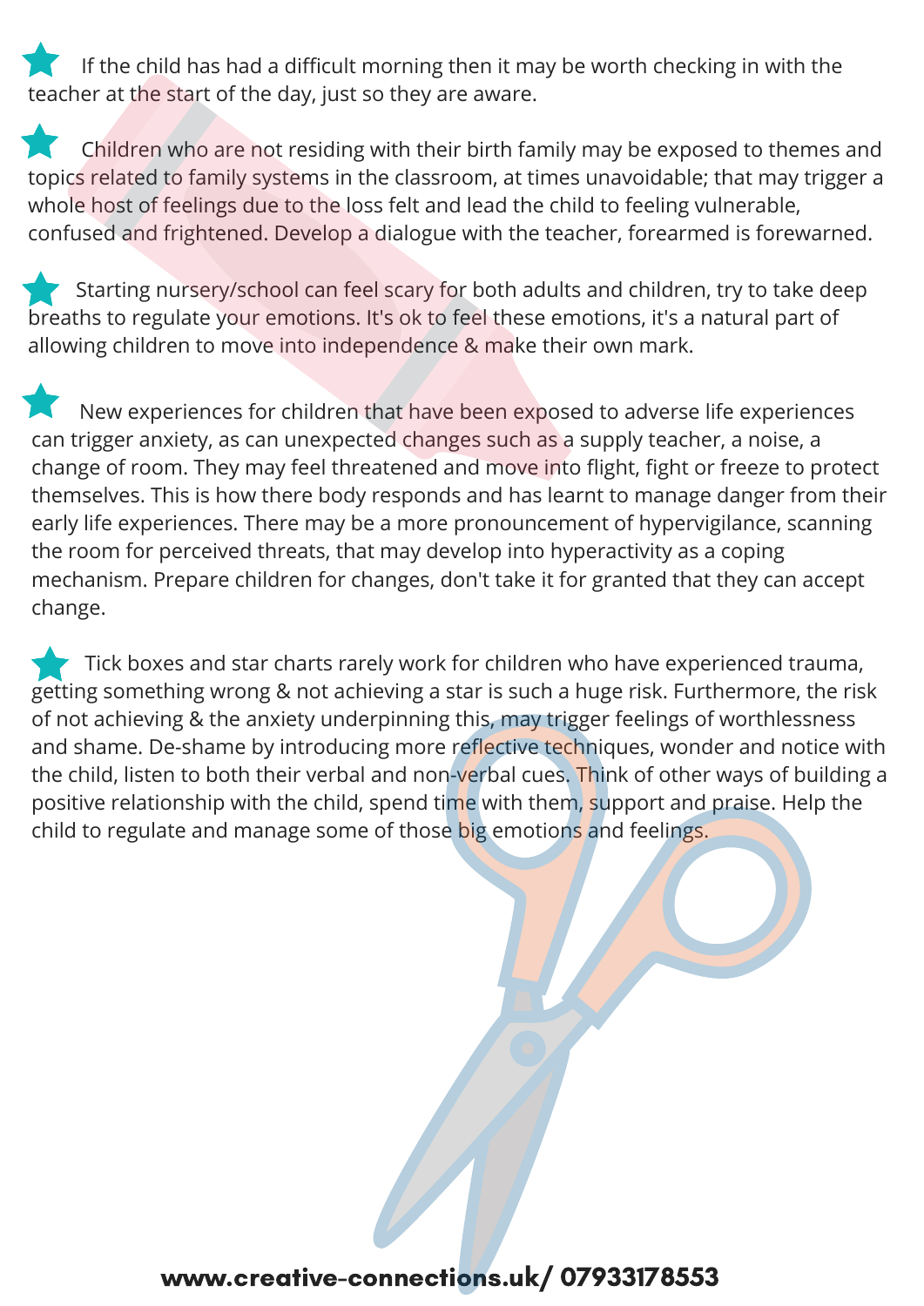- If the child has had a difficult morning then it may be worth checking in with the teacher at the start of the day, just so they are aware.

- Children who are not residing with their birth family may be exposed to themes and topics related to family systems in the classroom, at times unavoidable; that may trigger a whole host of feelings due to the loss felt and lead the child to feeling vulnerable, confused and frightened. Develop a dialogue with the teacher, forearmed is forewarned.

- Starting nursery/school can feel scary for both adults and children, try to take deep breaths to regulate your emotions. It's ok to feel these emotions, it's a natural part of allowing children to move into independence & make their own mark.

- New experiences for children that have been exposed to adverse life experiences can trigger anxiety, as can unexpected changes such as a supply teacher, a noise, a change of room. They may feel threatened and move into flight, fight or freeze to protect themselves. This is how there body responds and has learnt to manage danger from their early life experiences. There may be a more pronouncement of hypervigilance, scanning the room for perceived threats, that may develop into hyperactivity as a coping mechanism. Prepare children for changes, don't take it for granted that they can accept change.

- Tick boxes and star charts rarely work for children who have experienced trauma, getting something wrong & not achieving a star is such a huge risk. Furthermore, the risk of not achieving & the anxiety underpinning this, may trigger feelings of worthlessness and shame. De-shame by introducing more reflective techniques, wonder and notice with the child, listen to both their verbal and non-verbal cues. Think of other ways of building a positive relationship with the child, spend time with them, support and praise. Help the child to regulate and manage some of those big emotions and feelings.

**www.creative-connections.uk/ 07933178553**